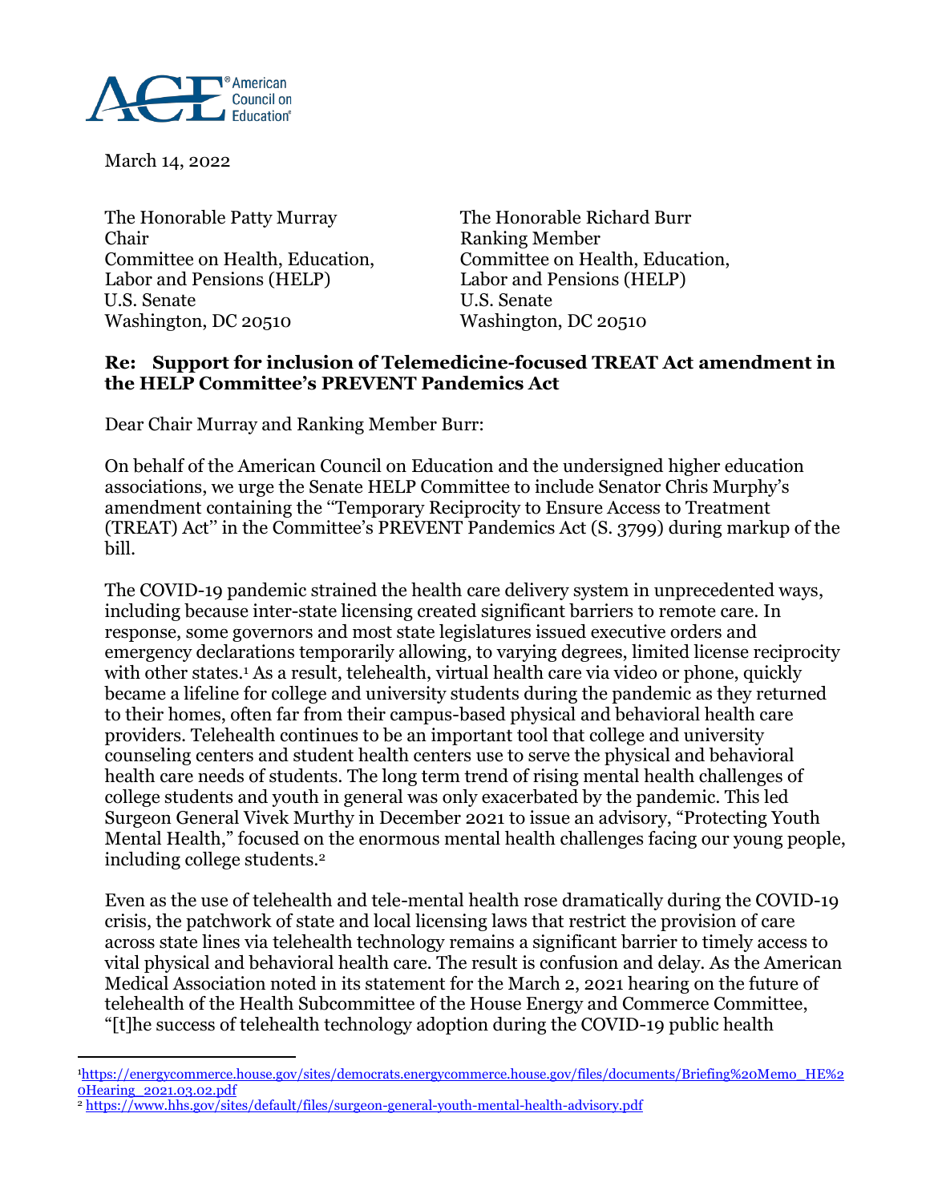American Council on Education®

March 14, 2022

The Honorable Patty Murray
Chair
Committee on Health, Education,
Labor and Pensions (HELP)
U.S. Senate
Washington, DC 20510

The Honorable Richard Burr
Ranking Member
Committee on Health, Education,
Labor and Pensions (HELP)
U.S. Senate
Washington, DC 20510

**Re: Support for inclusion of Telemedicine-focused TREAT Act amendment in the HELP Committee's PREVENT Pandemics Act**

Dear Chair Murray and Ranking Member Burr:

On behalf of the American Council on Education and the undersigned higher education associations, we urge the Senate HELP Committee to include Senator Chris Murphy's amendment containing the "Temporary Reciprocity to Ensure Access to Treatment (TREAT) Act" in the Committee's PREVENT Pandemics Act (S. 3799) during markup of the bill.

The COVID-19 pandemic strained the health care delivery system in unprecedented ways, including because inter-state licensing created significant barriers to remote care. In response, some governors and most state legislatures issued executive orders and emergency declarations temporarily allowing, to varying degrees, limited license reciprocity with other states.[1] As a result, telehealth, virtual health care via video or phone, quickly became a lifeline for college and university students during the pandemic as they returned to their homes, often far from their campus-based physical and behavioral health care providers. Telehealth continues to be an important tool that college and university counseling centers and student health centers use to serve the physical and behavioral health care needs of students. The long term trend of rising mental health challenges of college students and youth in general was only exacerbated by the pandemic. This led Surgeon General Vivek Murthy in December 2021 to issue an advisory, "Protecting Youth Mental Health," focused on the enormous mental health challenges facing our young people, including college students.[2]

Even as the use of telehealth and tele-mental health rose dramatically during the COVID-19 crisis, the patchwork of state and local licensing laws that restrict the provision of care across state lines via telehealth technology remains a significant barrier to timely access to vital physical and behavioral health care. The result is confusion and delay. As the American Medical Association noted in its statement for the March 2, 2021 hearing on the future of telehealth of the Health Subcommittee of the House Energy and Commerce Committee, "[t]he success of telehealth technology adoption during the COVID-19 public health

---

[1] https://energycommerce.house.gov/sites/democrats.energycommerce.house.gov/files/documents/Briefing%20Memo_HE%20Hearing_2021.03.02.pdf

[2] https://www.hhs.gov/sites/default/files/surgeon-general-youth-mental-health-advisory.pdf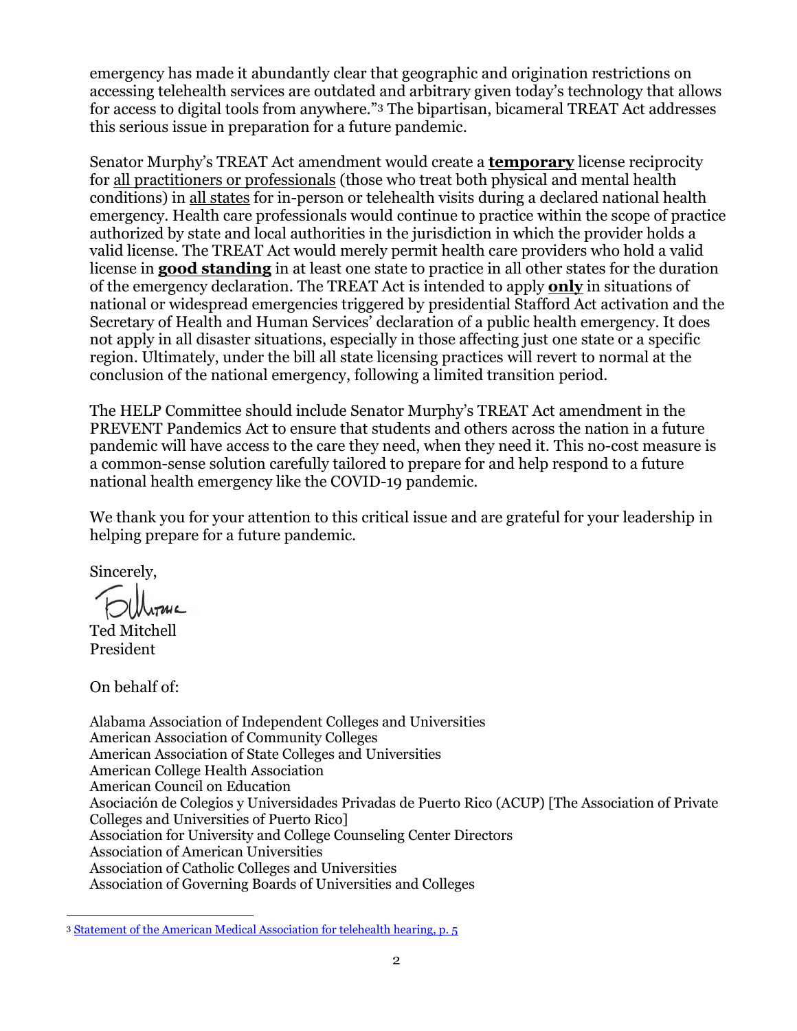emergency has made it abundantly clear that geographic and origination restrictions on accessing telehealth services are outdated and arbitrary given today's technology that allows for access to digital tools from anywhere."[3] The bipartisan, bicameral TREAT Act addresses this serious issue in preparation for a future pandemic.

Senator Murphy's TREAT Act amendment would create a **temporary** license reciprocity for all practitioners or professionals (those who treat both physical and mental health conditions) in all states for in-person or telehealth visits during a declared national health emergency. Health care professionals would continue to practice within the scope of practice authorized by state and local authorities in the jurisdiction in which the provider holds a valid license. The TREAT Act would merely permit health care providers who hold a valid license in **good standing** in at least one state to practice in all other states for the duration of the emergency declaration. The TREAT Act is intended to apply **only** in situations of national or widespread emergencies triggered by presidential Stafford Act activation and the Secretary of Health and Human Services' declaration of a public health emergency. It does not apply in all disaster situations, especially in those affecting just one state or a specific region. Ultimately, under the bill all state licensing practices will revert to normal at the conclusion of the national emergency, following a limited transition period.

The HELP Committee should include Senator Murphy's TREAT Act amendment in the PREVENT Pandemics Act to ensure that students and others across the nation in a future pandemic will have access to the care they need, when they need it. This no-cost measure is a common-sense solution carefully tailored to prepare for and help respond to a future national health emergency like the COVID-19 pandemic.

We thank you for your attention to this critical issue and are grateful for your leadership in helping prepare for a future pandemic.

Sincerely,

Ted Mitchell
President

On behalf of:

Alabama Association of Independent Colleges and Universities
American Association of Community Colleges
American Association of State Colleges and Universities
American College Health Association
American Council on Education
Asociación de Colegios y Universidades Privadas de Puerto Rico (ACUP) [The Association of Private Colleges and Universities of Puerto Rico]
Association for University and College Counseling Center Directors
Association of American Universities
Association of Catholic Colleges and Universities
Association of Governing Boards of Universities and Colleges

---

[3] Statement of the American Medical Association for telehealth hearing, p. 5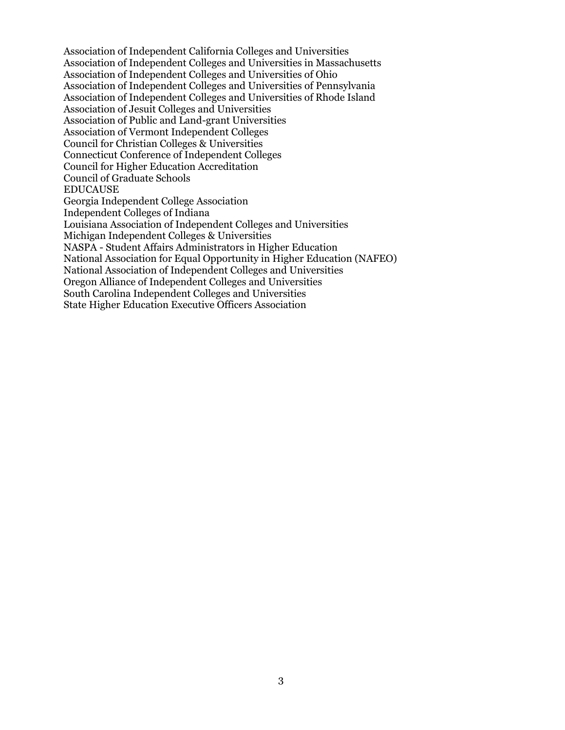Association of Independent California Colleges and Universities
Association of Independent Colleges and Universities in Massachusetts
Association of Independent Colleges and Universities of Ohio
Association of Independent Colleges and Universities of Pennsylvania
Association of Independent Colleges and Universities of Rhode Island
Association of Jesuit Colleges and Universities
Association of Public and Land-grant Universities
Association of Vermont Independent Colleges
Council for Christian Colleges & Universities
Connecticut Conference of Independent Colleges
Council for Higher Education Accreditation
Council of Graduate Schools
EDUCAUSE
Georgia Independent College Association
Independent Colleges of Indiana
Louisiana Association of Independent Colleges and Universities
Michigan Independent Colleges & Universities
NASPA - Student Affairs Administrators in Higher Education
National Association for Equal Opportunity in Higher Education (NAFEO)
National Association of Independent Colleges and Universities
Oregon Alliance of Independent Colleges and Universities
South Carolina Independent Colleges and Universities
State Higher Education Executive Officers Association